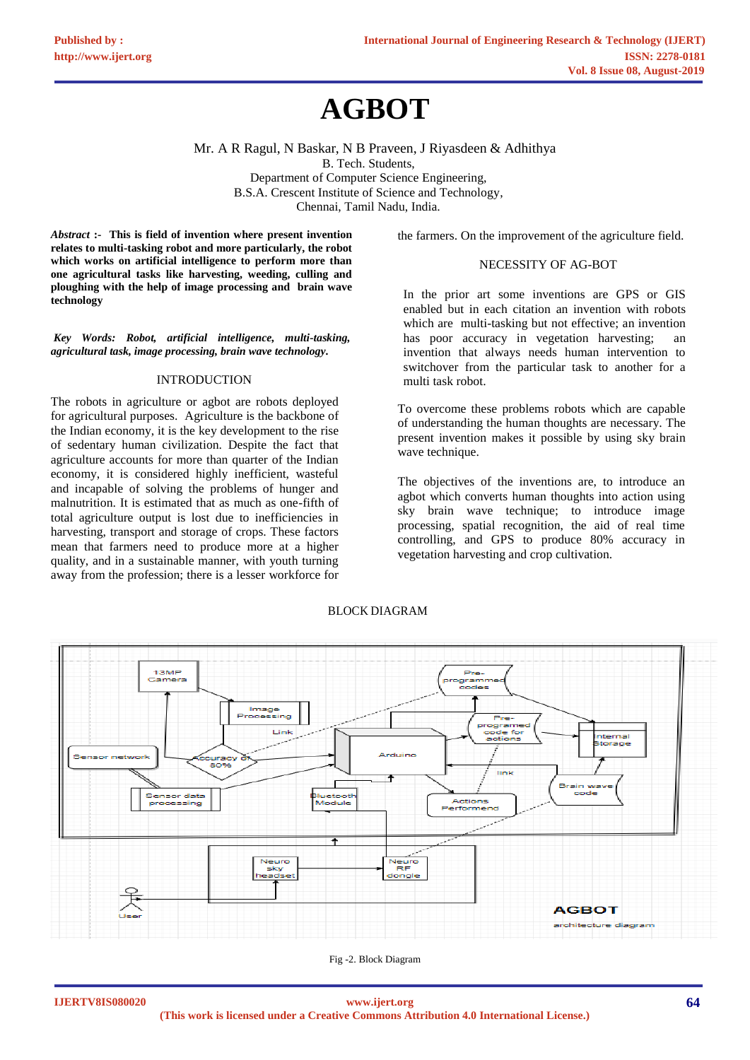# AGBOT

Mr. A R Ragul, N Baskar, N B Praveen, J Riyasdeen & Adhithya
B. Tech. Students,
Department of Computer Science Engineering,
B.S.A. Crescent Institute of Science and Technology,
Chennai, Tamil Nadu, India.

***Abstract* :- This is field of invention where present invention relates to multi-tasking robot and more particularly, the robot which works on artificial intelligence to perform more than one agricultural tasks like harvesting, weeding, culling and ploughing with the help of image processing and brain wave technology**

***Key Words: Robot, artificial intelligence, multi-tasking, agricultural task, image processing, brain wave technology.***

## INTRODUCTION

The robots in agriculture or agbot are robots deployed for agricultural purposes. Agriculture is the backbone of the Indian economy, it is the key development to the rise of sedentary human civilization. Despite the fact that agriculture accounts for more than quarter of the Indian economy, it is considered highly inefficient, wasteful and incapable of solving the problems of hunger and malnutrition. It is estimated that as much as one-fifth of total agriculture output is lost due to inefficiencies in harvesting, transport and storage of crops. These factors mean that farmers need to produce more at a higher quality, and in a sustainable manner, with youth turning away from the profession; there is a lesser workforce for the farmers. On the improvement of the agriculture field.

## NECESSITY OF AG-BOT

In the prior art some inventions are GPS or GIS enabled but in each citation an invention with robots which are multi-tasking but not effective; an invention has poor accuracy in vegetation harvesting; an invention that always needs human intervention to switchover from the particular task to another for a multi task robot.

To overcome these problems robots which are capable of understanding the human thoughts are necessary. The present invention makes it possible by using sky brain wave technique.

The objectives of the inventions are, to introduce an agbot which converts human thoughts into action using sky brain wave technique; to introduce image processing, spatial recognition, the aid of real time controlling, and GPS to produce 80% accuracy in vegetation harvesting and crop cultivation.

## BLOCK DIAGRAM

13MP Camera
Image Processing
Link
Sensor network
Accuracy of 80%
Sensor data processing
Bluetooth Module
Arduino
Pre-programmed codes
Pre-programed code for actions
Internal Storage
link
Brain wave code
Actions Performend
Neuro sky headset
Neuro RF dongle
User
AGBOT
architecture diagram

Fig -2. Block Diagram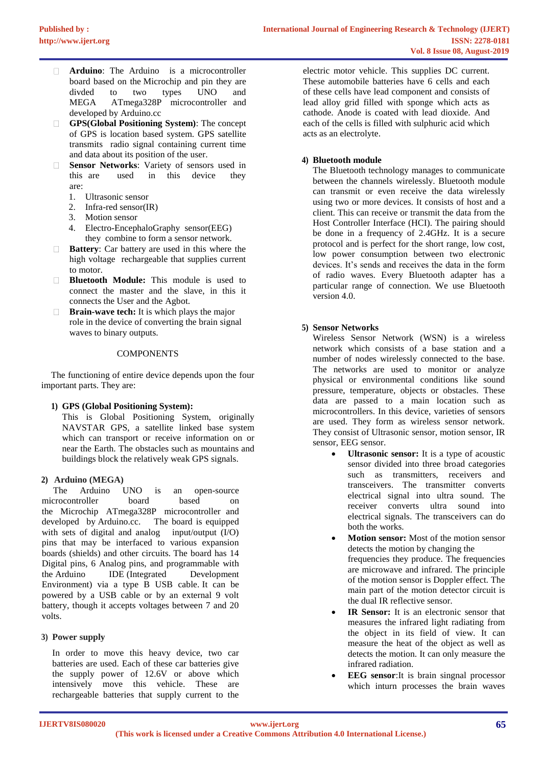- **Arduino**: The Arduino is a microcontroller board based on the Microchip and pin they are divded to two types UNO and MEGA ATmega328P microcontroller and developed by Arduino.cc
- **GPS(Global Positioning System)**: The concept of GPS is location based system. GPS satellite transmits radio signal containing current time and data about its position of the user.
- **Sensor Networks**: Variety of sensors used in this are used in this device they are:
  1. Ultrasonic sensor
  2. Infra-red sensor(IR)
  3. Motion sensor
  4. Electro-EncephaloGraphy sensor(EEG) they combine to form a sensor network.
- **Battery**: Car battery are used in this where the high voltage rechargeable that supplies current to motor.
- **Bluetooth Module:** This module is used to connect the master and the slave, in this it connects the User and the Agbot.
- **Brain-wave tech:** It is which plays the major role in the device of converting the brain signal waves to binary outputs.

## COMPONENTS

The functioning of entire device depends upon the four important parts. They are:

### 1) GPS (Global Positioning System):

This is Global Positioning System, originally NAVSTAR GPS, a satellite linked base system which can transport or receive information on or near the Earth. The obstacles such as mountains and buildings block the relatively weak GPS signals.

### 2) Arduino (MEGA)

The Arduino UNO is an open-source microcontroller board based on the Microchip ATmega328P microcontroller and developed by Arduino.cc. The board is equipped with sets of digital and analog input/output (I/O) pins that may be interfaced to various expansion boards (shields) and other circuits. The board has 14 Digital pins, 6 Analog pins, and programmable with the Arduino IDE (Integrated Development Environment) via a type B USB cable. It can be powered by a USB cable or by an external 9 volt battery, though it accepts voltages between 7 and 20 volts.

### 3) Power supply

In order to move this heavy device, two car batteries are used. Each of these car batteries give the supply power of 12.6V or above which intensively move this vehicle. These are rechargeable batteries that supply current to the electric motor vehicle. This supplies DC current. These automobile batteries have 6 cells and each of these cells have lead component and consists of lead alloy grid filled with sponge which acts as cathode. Anode is coated with lead dioxide. And each of the cells is filled with sulphuric acid which acts as an electrolyte.

### 4) Bluetooth module

The Bluetooth technology manages to communicate between the channels wirelessly. Bluetooth module can transmit or even receive the data wirelessly using two or more devices. It consists of host and a client. This can receive or transmit the data from the Host Controller Interface (HCI). The pairing should be done in a frequency of 2.4GHz. It is a secure protocol and is perfect for the short range, low cost, low power consumption between two electronic devices. It's sends and receives the data in the form of radio waves. Every Bluetooth adapter has a particular range of connection. We use Bluetooth version 4.0.

### 5) Sensor Networks

Wireless Sensor Network (WSN) is a wireless network which consists of a base station and a number of nodes wirelessly connected to the base. The networks are used to monitor or analyze physical or environmental conditions like sound pressure, temperature, objects or obstacles. These data are passed to a main location such as microcontrollers. In this device, varieties of sensors are used. They form as wireless sensor network. They consist of Ultrasonic sensor, motion sensor, IR sensor, EEG sensor.

- **Ultrasonic sensor:** It is a type of acoustic sensor divided into three broad categories such as transmitters, receivers and transceivers. The transmitter converts electrical signal into ultra sound. The receiver converts ultra sound into electrical signals. The transceivers can do both the works.
- **Motion sensor:** Most of the motion sensor detects the motion by changing the frequencies they produce. The frequencies are microwave and infrared. The principle of the motion sensor is Doppler effect. The main part of the motion detector circuit is the dual IR reflective sensor.
- **IR Sensor:** It is an electronic sensor that measures the infrared light radiating from the object in its field of view. It can measure the heat of the object as well as detects the motion. It can only measure the infrared radiation.
- **EEG sensor**:It is brain singnal processor which inturn processes the brain waves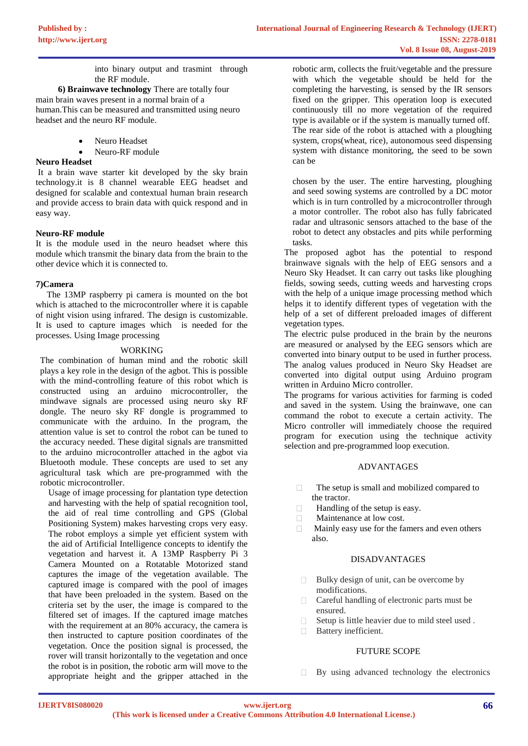into binary output and trasmint through the RF module.

**6) Brainwave technology** There are totally four main brain waves present in a normal brain of a human.This can be measured and transmitted using neuro headset and the neuro RF module.

- Neuro Headset
- Neuro-RF module

**Neuro Headset**

It a brain wave starter kit developed by the sky brain technology.it is 8 channel wearable EEG headset and designed for scalable and contextual human brain research and provide access to brain data with quick respond and in easy way.

**Neuro-RF module**

It is the module used in the neuro headset where this module which transmit the binary data from the brain to the other device which it is connected to.

**7)Camera**

The 13MP raspberry pi camera is mounted on the bot which is attached to the microcontroller where it is capable of night vision using infrared. The design is customizable. It is used to capture images which is needed for the processes. Using Image processing

## WORKING

The combination of human mind and the robotic skill plays a key role in the design of the agbot. This is possible with the mind-controlling feature of this robot which is constructed using an arduino microcontroller, the mindwave signals are processed using neuro sky RF dongle. The neuro sky RF dongle is programmed to communicate with the arduino. In the program, the attention value is set to control the robot can be tuned to the accuracy needed. These digital signals are transmitted to the arduino microcontroller attached in the agbot via Bluetooth module. These concepts are used to set any agricultural task which are pre-programmed with the robotic microcontroller.

Usage of image processing for plantation type detection and harvesting with the help of spatial recognition tool, the aid of real time controlling and GPS (Global Positioning System) makes harvesting crops very easy. The robot employs a simple yet efficient system with the aid of Artificial Intelligence concepts to identify the vegetation and harvest it. A 13MP Raspberry Pi 3 Camera Mounted on a Rotatable Motorized stand captures the image of the vegetation available. The captured image is compared with the pool of images that have been preloaded in the system. Based on the criteria set by the user, the image is compared to the filtered set of images. If the captured image matches with the requirement at an 80% accuracy, the camera is then instructed to capture position coordinates of the vegetation. Once the position signal is processed, the rover will transit horizontally to the vegetation and once the robot is in position, the robotic arm will move to the appropriate height and the gripper attached in the robotic arm, collects the fruit/vegetable and the pressure with which the vegetable should be held for the completing the harvesting, is sensed by the IR sensors fixed on the gripper. This operation loop is executed continuously till no more vegetation of the required type is available or if the system is manually turned off. The rear side of the robot is attached with a ploughing system, crops(wheat, rice), autonomous seed dispensing system with distance monitoring, the seed to be sown can be

chosen by the user. The entire harvesting, ploughing and seed sowing systems are controlled by a DC motor which is in turn controlled by a microcontroller through a motor controller. The robot also has fully fabricated radar and ultrasonic sensors attached to the base of the robot to detect any obstacles and pits while performing tasks.

The proposed agbot has the potential to respond brainwave signals with the help of EEG sensors and a Neuro Sky Headset. It can carry out tasks like ploughing fields, sowing seeds, cutting weeds and harvesting crops with the help of a unique image processing method which helps it to identify different types of vegetation with the help of a set of different preloaded images of different vegetation types.

The electric pulse produced in the brain by the neurons are measured or analysed by the EEG sensors which are converted into binary output to be used in further process. The analog values produced in Neuro Sky Headset are converted into digital output using Arduino program written in Arduino Micro controller.

The programs for various activities for farming is coded and saved in the system. Using the brainwave, one can command the robot to execute a certain activity. The Micro controller will immediately choose the required program for execution using the technique activity selection and pre-programmed loop execution.

## ADVANTAGES

- The setup is small and mobilized compared to the tractor.
- Handling of the setup is easy.
- Maintenance at low cost.
- Mainly easy use for the famers and even others also.

## DISADVANTAGES

- Bulky design of unit, can be overcome by modifications.
- Careful handling of electronic parts must be ensured.
- Setup is little heavier due to mild steel used .
- Battery inefficient.

## FUTURE SCOPE

- By using advanced technology the electronics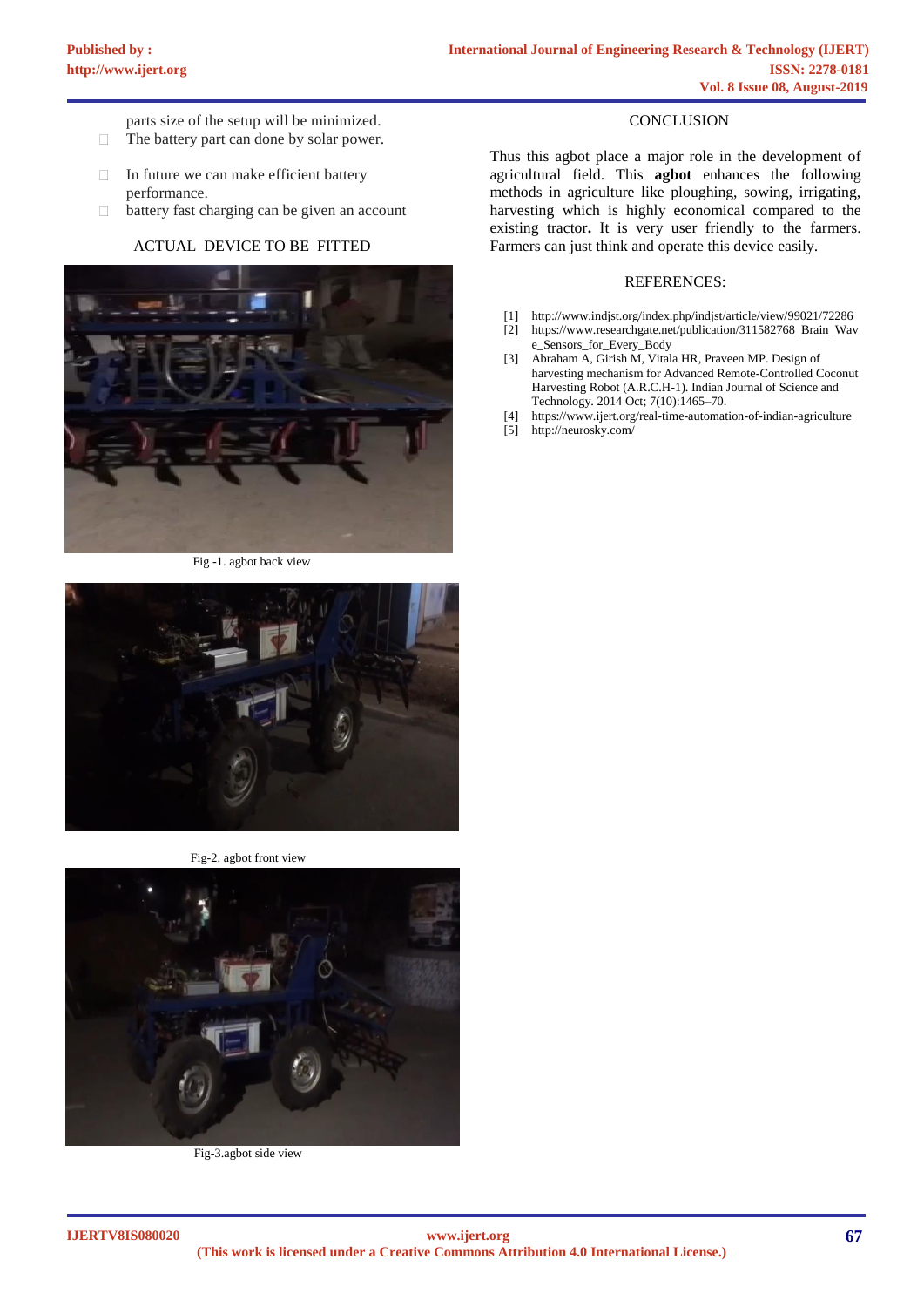parts size of the setup will be minimized.

- The battery part can done by solar power.
- In future we can make efficient battery performance.
- battery fast charging can be given an account

## ACTUAL DEVICE TO BE FITTED

Fig -1. agbot back view

Fig-2. agbot front view

Fig-3.agbot side view

## CONCLUSION

Thus this agbot place a major role in the development of agricultural field. This **agbot** enhances the following methods in agriculture like ploughing, sowing, irrigating, harvesting which is highly economical compared to the existing tractor**.** It is very user friendly to the farmers. Farmers can just think and operate this device easily.

## REFERENCES:

[1] http://www.indjst.org/index.php/indjst/article/view/99021/72286

[2] https://www.researchgate.net/publication/311582768_Brain_Wave_Sensors_for_Every_Body

[3] Abraham A, Girish M, Vitala HR, Praveen MP. Design of harvesting mechanism for Advanced Remote-Controlled Coconut Harvesting Robot (A.R.C.H-1). Indian Journal of Science and Technology. 2014 Oct; 7(10):1465–70.

[4] https://www.ijert.org/real-time-automation-of-indian-agriculture

[5] http://neurosky.com/